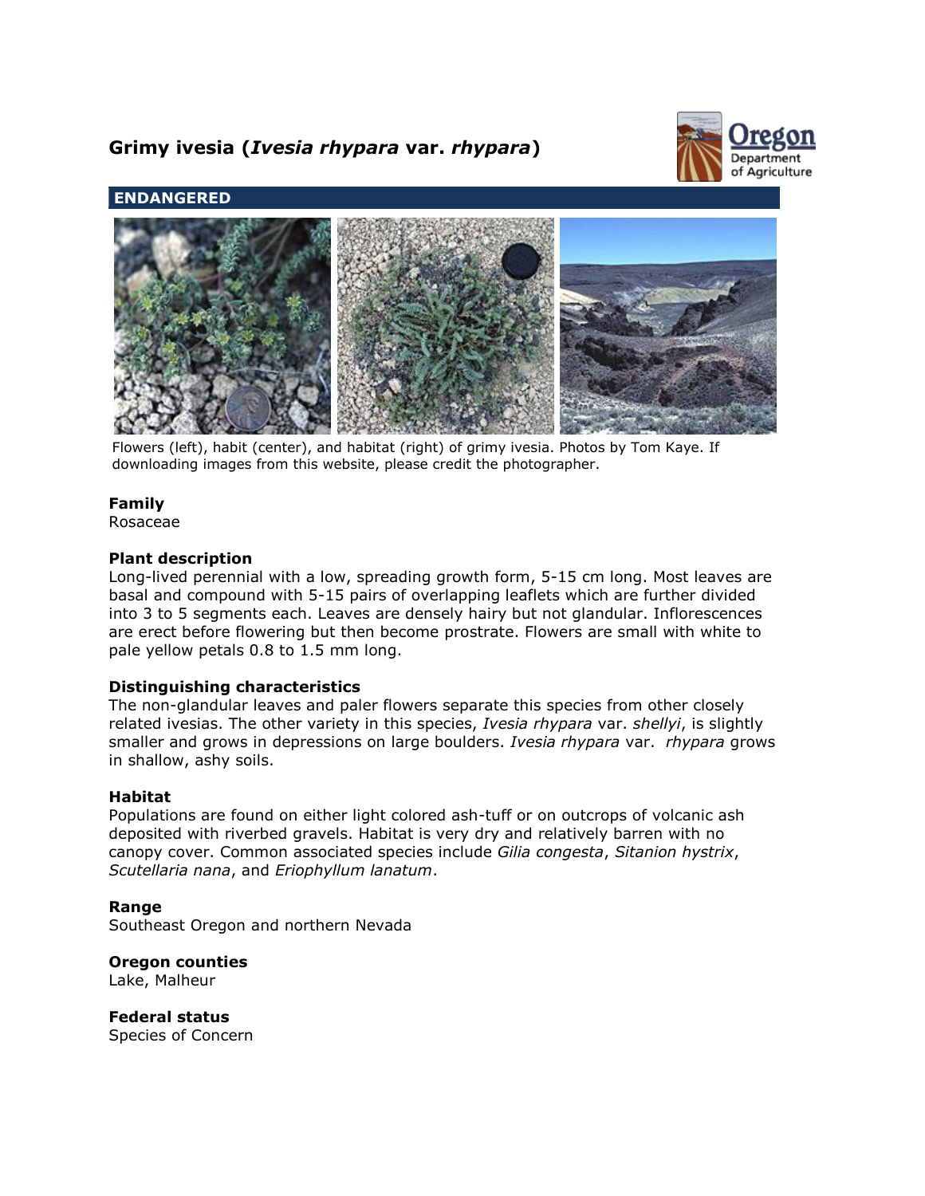# Grimy ivesia (*Ivesia rhypara* var. *rhypara*)

**ENDANGERED**

Flowers (left), habit (center), and habitat (right) of grimy ivesia. Photos by Tom Kaye. If downloading images from this website, please credit the photographer.

**Family**
Rosaceae

**Plant description**
Long-lived perennial with a low, spreading growth form, 5-15 cm long. Most leaves are basal and compound with 5-15 pairs of overlapping leaflets which are further divided into 3 to 5 segments each. Leaves are densely hairy but not glandular. Inflorescences are erect before flowering but then become prostrate. Flowers are small with white to pale yellow petals 0.8 to 1.5 mm long.

**Distinguishing characteristics**
The non-glandular leaves and paler flowers separate this species from other closely related ivesias. The other variety in this species, *Ivesia rhypara* var. *shellyi*, is slightly smaller and grows in depressions on large boulders. *Ivesia rhypara* var. *rhypara* grows in shallow, ashy soils.

**Habitat**
Populations are found on either light colored ash-tuff or on outcrops of volcanic ash deposited with riverbed gravels. Habitat is very dry and relatively barren with no canopy cover. Common associated species include *Gilia congesta*, *Sitanion hystrix*, *Scutellaria nana*, and *Eriophyllum lanatum*.

**Range**
Southeast Oregon and northern Nevada

**Oregon counties**
Lake, Malheur

**Federal status**
Species of Concern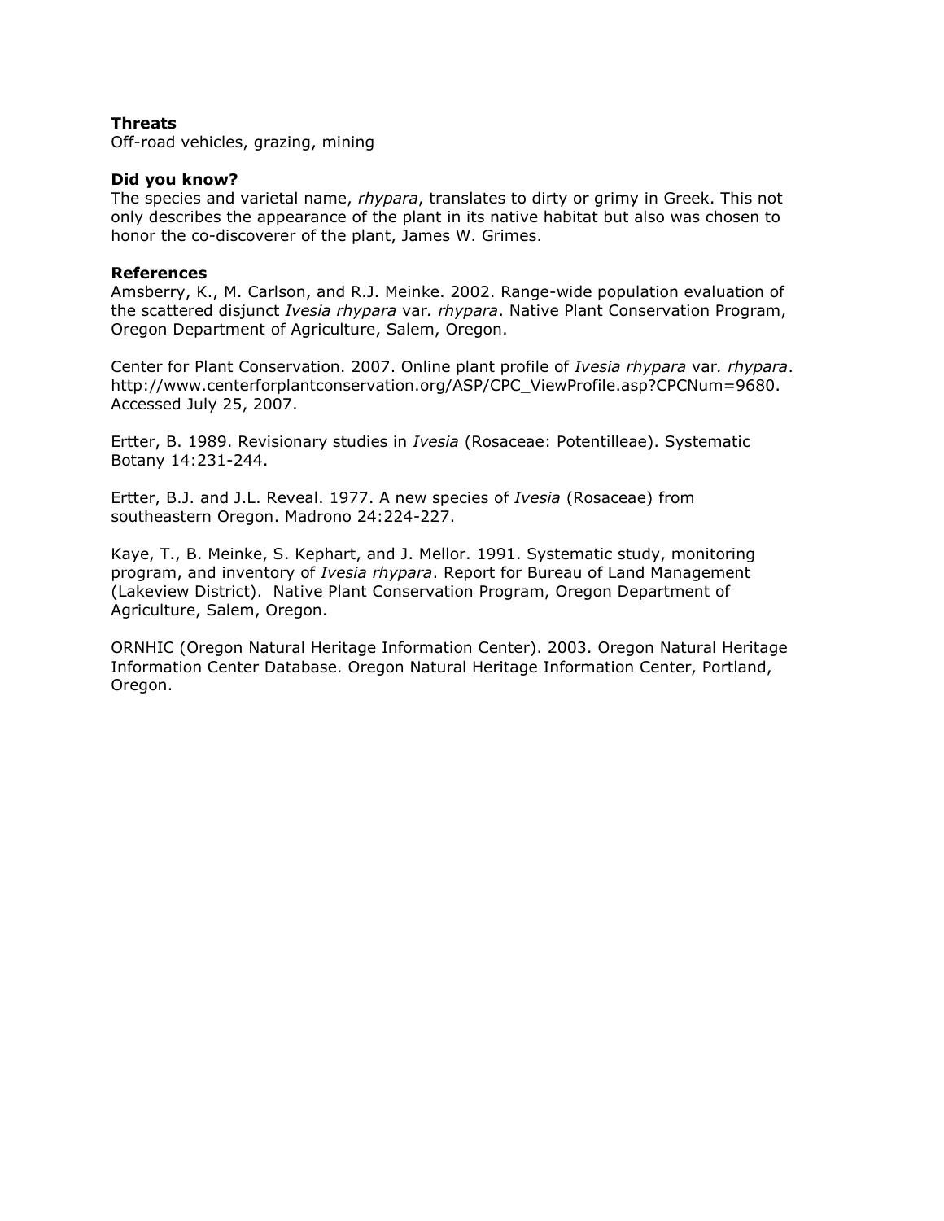**Threats**

Off-road vehicles, grazing, mining

**Did you know?**

The species and varietal name, *rhypara*, translates to dirty or grimy in Greek. This not only describes the appearance of the plant in its native habitat but also was chosen to honor the co-discoverer of the plant, James W. Grimes.

**References**

Amsberry, K., M. Carlson, and R.J. Meinke. 2002. Range-wide population evaluation of the scattered disjunct *Ivesia rhypara* var*. rhypara*. Native Plant Conservation Program, Oregon Department of Agriculture, Salem, Oregon.

Center for Plant Conservation. 2007. Online plant profile of *Ivesia rhypara* var*. rhypara*. http://www.centerforplantconservation.org/ASP/CPC_ViewProfile.asp?CPCNum=9680. Accessed July 25, 2007.

Ertter, B. 1989. Revisionary studies in *Ivesia* (Rosaceae: Potentilleae). Systematic Botany 14:231-244.

Ertter, B.J. and J.L. Reveal. 1977. A new species of *Ivesia* (Rosaceae) from southeastern Oregon. Madrono 24:224-227.

Kaye, T., B. Meinke, S. Kephart, and J. Mellor. 1991. Systematic study, monitoring program, and inventory of *Ivesia rhypara*. Report for Bureau of Land Management (Lakeview District). Native Plant Conservation Program, Oregon Department of Agriculture, Salem, Oregon.

ORNHIC (Oregon Natural Heritage Information Center). 2003. Oregon Natural Heritage Information Center Database. Oregon Natural Heritage Information Center, Portland, Oregon.